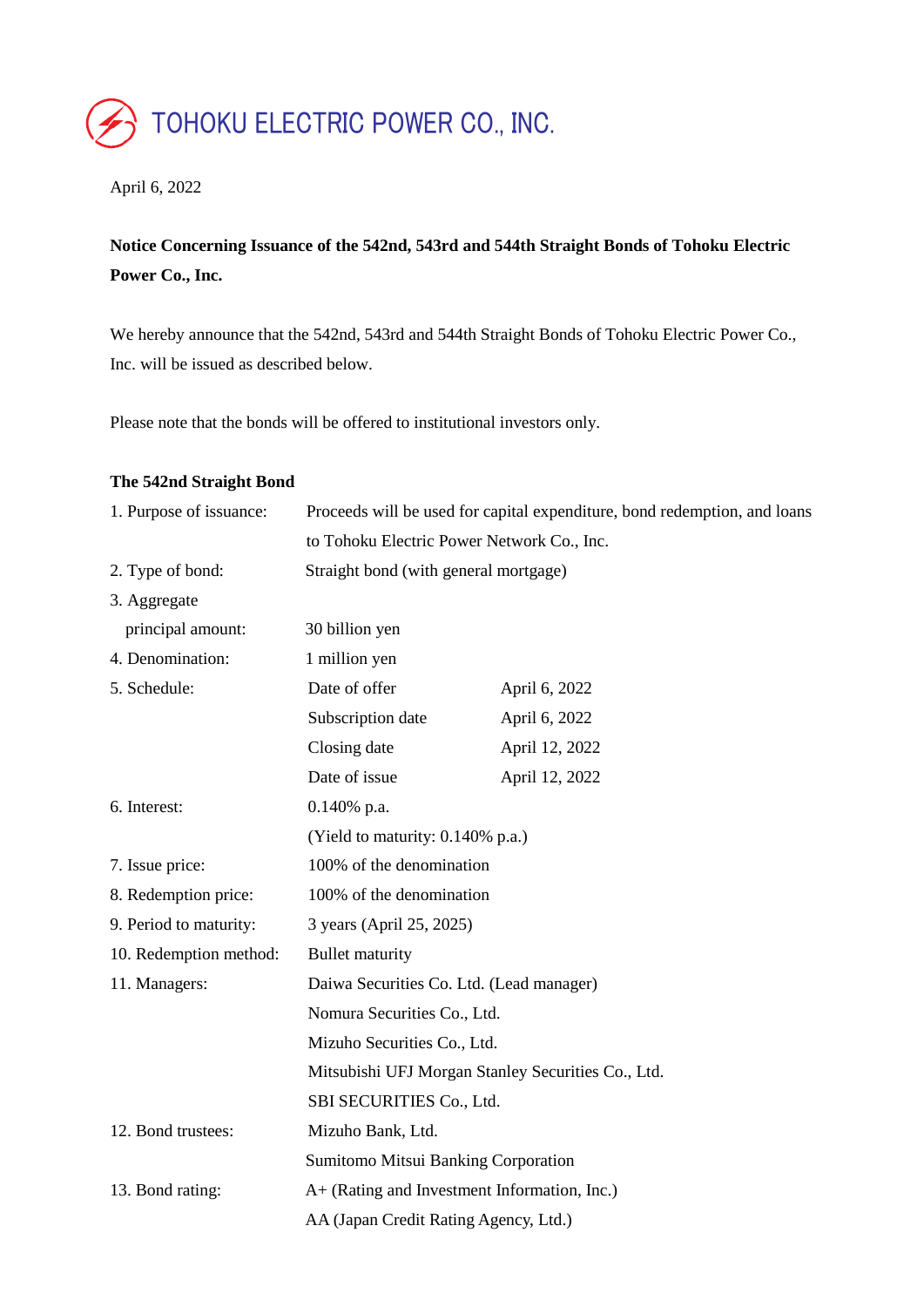TOHOKU ELECTRIC POWER CO., INC.

April 6, 2022

**Notice Concerning Issuance of the 542nd, 543rd and 544th Straight Bonds of Tohoku Electric Power Co., Inc.**

We hereby announce that the 542nd, 543rd and 544th Straight Bonds of Tohoku Electric Power Co., Inc. will be issued as described below.

Please note that the bonds will be offered to institutional investors only.

**The 542nd Straight Bond**

| | | |
|---|---|---|
| 1. Purpose of issuance: | Proceeds will be used for capital expenditure, bond redemption, and loans to Tohoku Electric Power Network Co., Inc. | |
| 2. Type of bond: | Straight bond (with general mortgage) | |
| 3. Aggregate principal amount: | 30 billion yen | |
| 4. Denomination: | 1 million yen | |
| 5. Schedule: | Date of offer | April 6, 2022 |
| | Subscription date | April 6, 2022 |
| | Closing date | April 12, 2022 |
| | Date of issue | April 12, 2022 |
| 6. Interest: | 0.140% p.a. | |
| | (Yield to maturity: 0.140% p.a.) | |
| 7. Issue price: | 100% of the denomination | |
| 8. Redemption price: | 100% of the denomination | |
| 9. Period to maturity: | 3 years (April 25, 2025) | |
| 10. Redemption method: | Bullet maturity | |
| 11. Managers: | Daiwa Securities Co. Ltd. (Lead manager) | |
| | Nomura Securities Co., Ltd. | |
| | Mizuho Securities Co., Ltd. | |
| | Mitsubishi UFJ Morgan Stanley Securities Co., Ltd. | |
| | SBI SECURITIES Co., Ltd. | |
| 12. Bond trustees: | Mizuho Bank, Ltd. | |
| | Sumitomo Mitsui Banking Corporation | |
| 13. Bond rating: | A+ (Rating and Investment Information, Inc.) | |
| | AA (Japan Credit Rating Agency, Ltd.) | |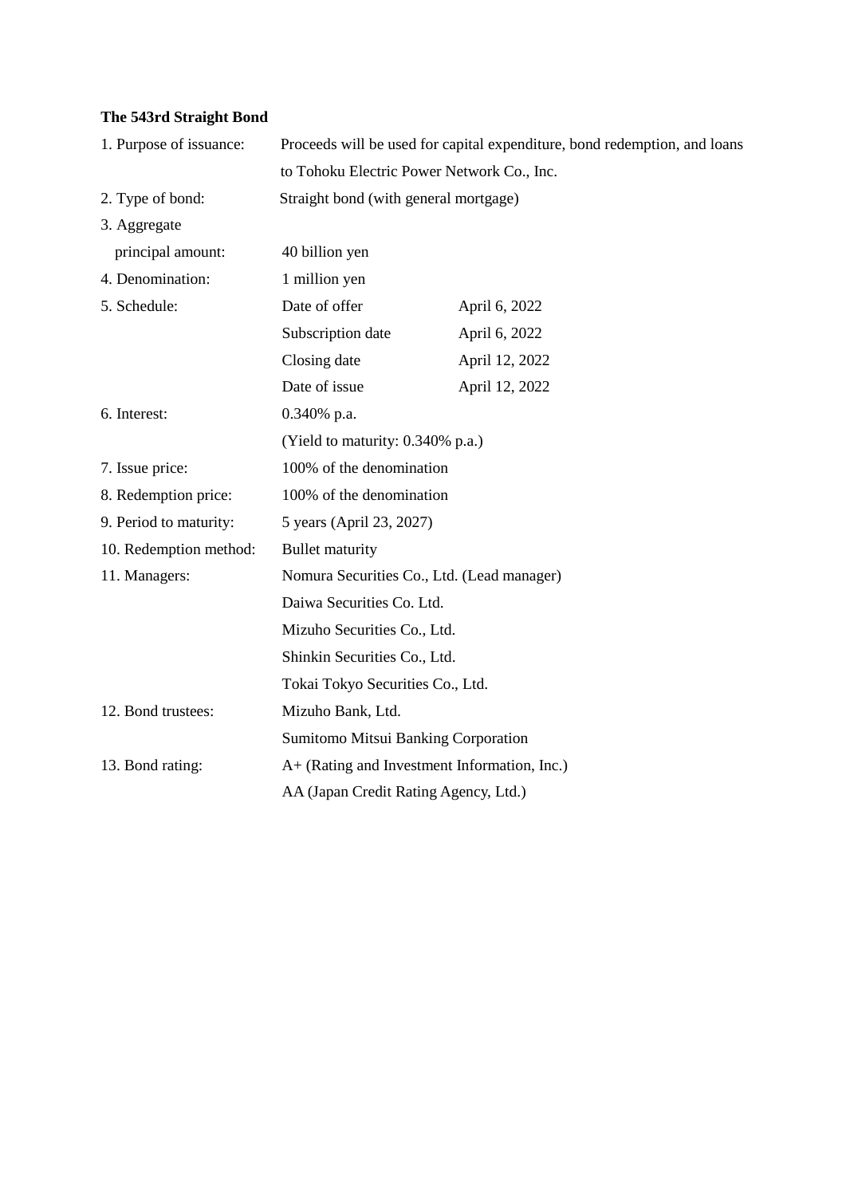**The 543rd Straight Bond**

| | | |
|---|---|---|
| 1. Purpose of issuance: | Proceeds will be used for capital expenditure, bond redemption, and loans to Tohoku Electric Power Network Co., Inc. | |
| 2. Type of bond: | Straight bond (with general mortgage) | |
| 3. Aggregate principal amount: | 40 billion yen | |
| 4. Denomination: | 1 million yen | |
| 5. Schedule: | Date of offer | April 6, 2022 |
| | Subscription date | April 6, 2022 |
| | Closing date | April 12, 2022 |
| | Date of issue | April 12, 2022 |
| 6. Interest: | 0.340% p.a. | |
| | (Yield to maturity: 0.340% p.a.) | |
| 7. Issue price: | 100% of the denomination | |
| 8. Redemption price: | 100% of the denomination | |
| 9. Period to maturity: | 5 years (April 23, 2027) | |
| 10. Redemption method: | Bullet maturity | |
| 11. Managers: | Nomura Securities Co., Ltd. (Lead manager) | |
| | Daiwa Securities Co. Ltd. | |
| | Mizuho Securities Co., Ltd. | |
| | Shinkin Securities Co., Ltd. | |
| | Tokai Tokyo Securities Co., Ltd. | |
| 12. Bond trustees: | Mizuho Bank, Ltd. | |
| | Sumitomo Mitsui Banking Corporation | |
| 13. Bond rating: | A+ (Rating and Investment Information, Inc.) | |
| | AA (Japan Credit Rating Agency, Ltd.) | |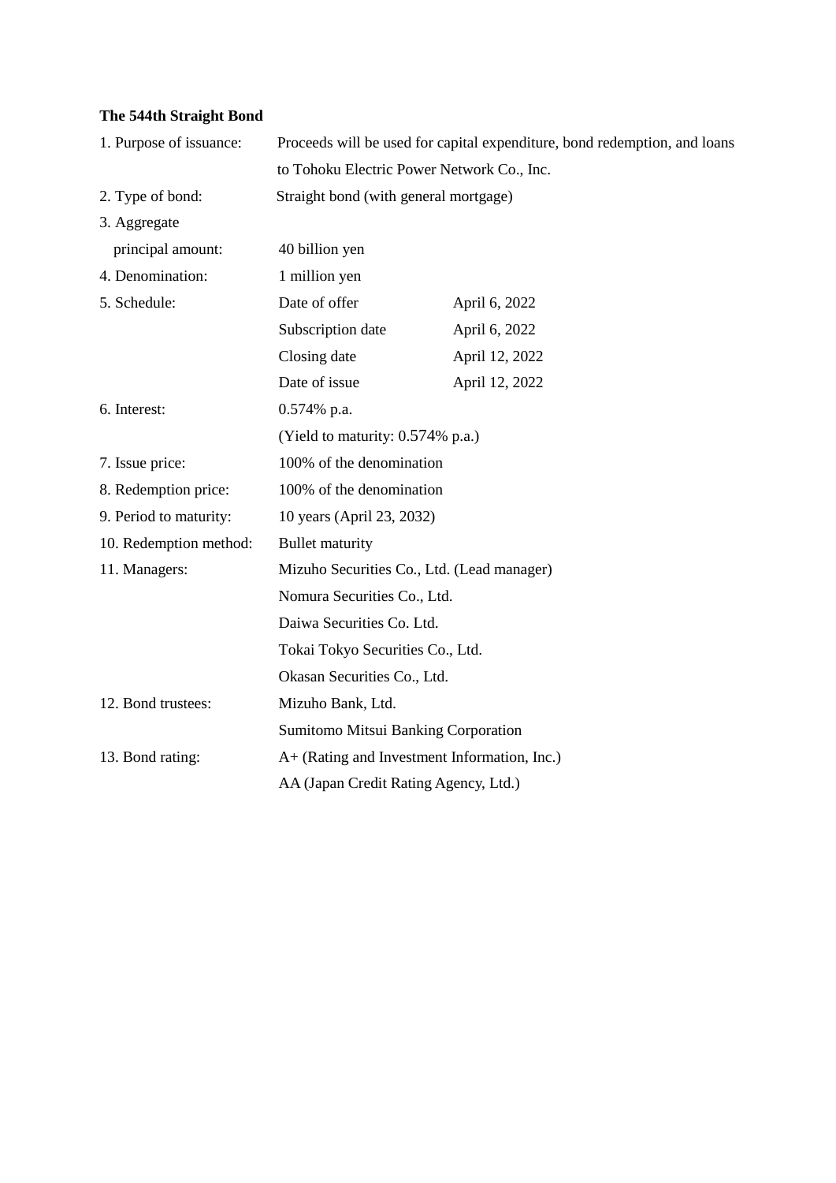**The 544th Straight Bond**

| | | |
|---|---|---|
| 1. Purpose of issuance: | Proceeds will be used for capital expenditure, bond redemption, and loans to Tohoku Electric Power Network Co., Inc. | |
| 2. Type of bond: | Straight bond (with general mortgage) | |
| 3. Aggregate principal amount: | 40 billion yen | |
| 4. Denomination: | 1 million yen | |
| 5. Schedule: | Date of offer | April 6, 2022 |
| | Subscription date | April 6, 2022 |
| | Closing date | April 12, 2022 |
| | Date of issue | April 12, 2022 |
| 6. Interest: | 0.574% p.a. | |
| | (Yield to maturity: 0.574% p.a.) | |
| 7. Issue price: | 100% of the denomination | |
| 8. Redemption price: | 100% of the denomination | |
| 9. Period to maturity: | 10 years (April 23, 2032) | |
| 10. Redemption method: | Bullet maturity | |
| 11. Managers: | Mizuho Securities Co., Ltd. (Lead manager) | |
| | Nomura Securities Co., Ltd. | |
| | Daiwa Securities Co. Ltd. | |
| | Tokai Tokyo Securities Co., Ltd. | |
| | Okasan Securities Co., Ltd. | |
| 12. Bond trustees: | Mizuho Bank, Ltd. | |
| | Sumitomo Mitsui Banking Corporation | |
| 13. Bond rating: | A+ (Rating and Investment Information, Inc.) | |
| | AA (Japan Credit Rating Agency, Ltd.) | |